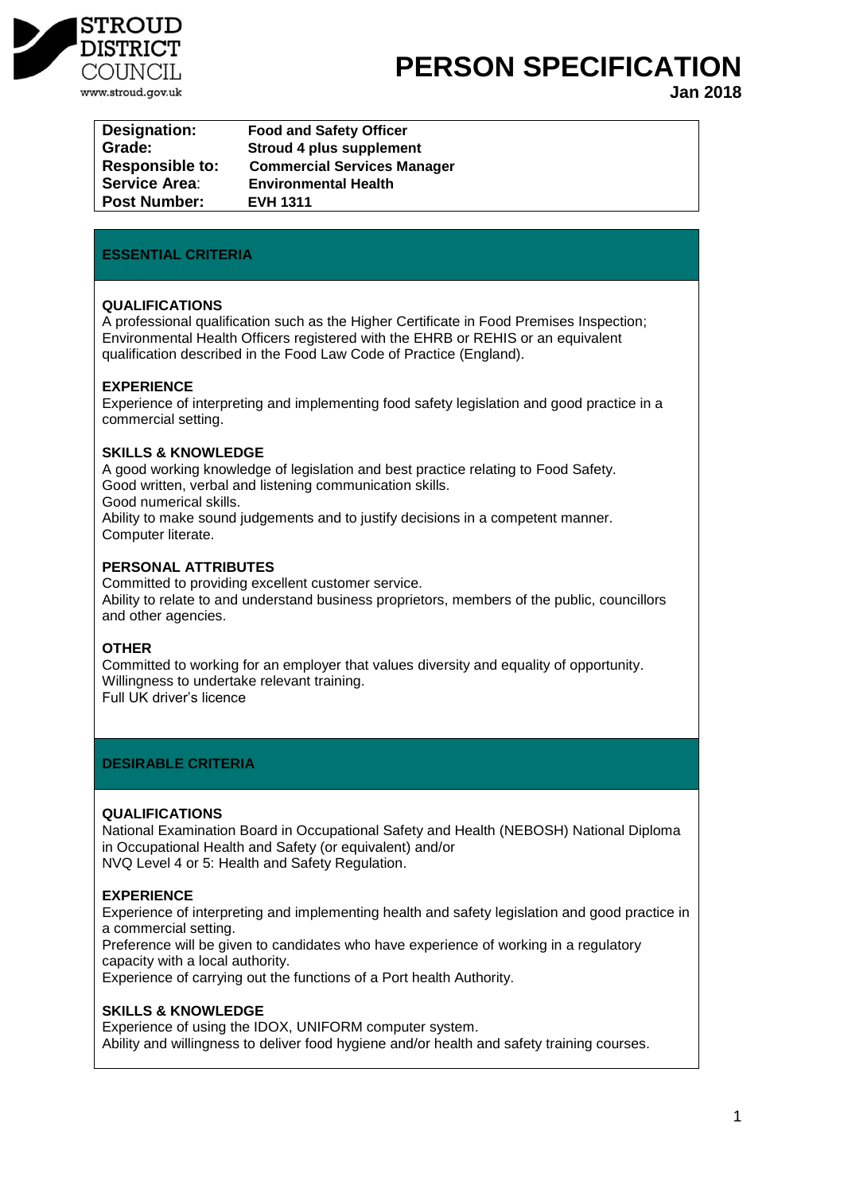STROUD DISTRICT COUNCIL
www.stroud.gov.uk

# PERSON SPECIFICATION

**Jan 2018**

| | |
|---|---|
| **Designation:** | **Food and Safety Officer** |
| **Grade:** | **Stroud 4 plus supplement** |
| **Responsible to:** | **Commercial Services Manager** |
| **Service Area:** | **Environmental Health** |
| **Post Number:** | **EVH 1311** |

## ESSENTIAL CRITERIA

### QUALIFICATIONS

A professional qualification such as the Higher Certificate in Food Premises Inspection; Environmental Health Officers registered with the EHRB or REHIS or an equivalent qualification described in the Food Law Code of Practice (England).

### EXPERIENCE

Experience of interpreting and implementing food safety legislation and good practice in a commercial setting.

### SKILLS & KNOWLEDGE

A good working knowledge of legislation and best practice relating to Food Safety.
Good written, verbal and listening communication skills.
Good numerical skills.
Ability to make sound judgements and to justify decisions in a competent manner.
Computer literate.

### PERSONAL ATTRIBUTES

Committed to providing excellent customer service.
Ability to relate to and understand business proprietors, members of the public, councillors and other agencies.

### OTHER

Committed to working for an employer that values diversity and equality of opportunity.
Willingness to undertake relevant training.
Full UK driver's licence

## DESIRABLE CRITERIA

### QUALIFICATIONS

National Examination Board in Occupational Safety and Health (NEBOSH) National Diploma in Occupational Health and Safety (or equivalent) and/or
NVQ Level 4 or 5: Health and Safety Regulation.

### EXPERIENCE

Experience of interpreting and implementing health and safety legislation and good practice in a commercial setting.
Preference will be given to candidates who have experience of working in a regulatory capacity with a local authority.
Experience of carrying out the functions of a Port health Authority.

### SKILLS & KNOWLEDGE

Experience of using the IDOX, UNIFORM computer system.
Ability and willingness to deliver food hygiene and/or health and safety training courses.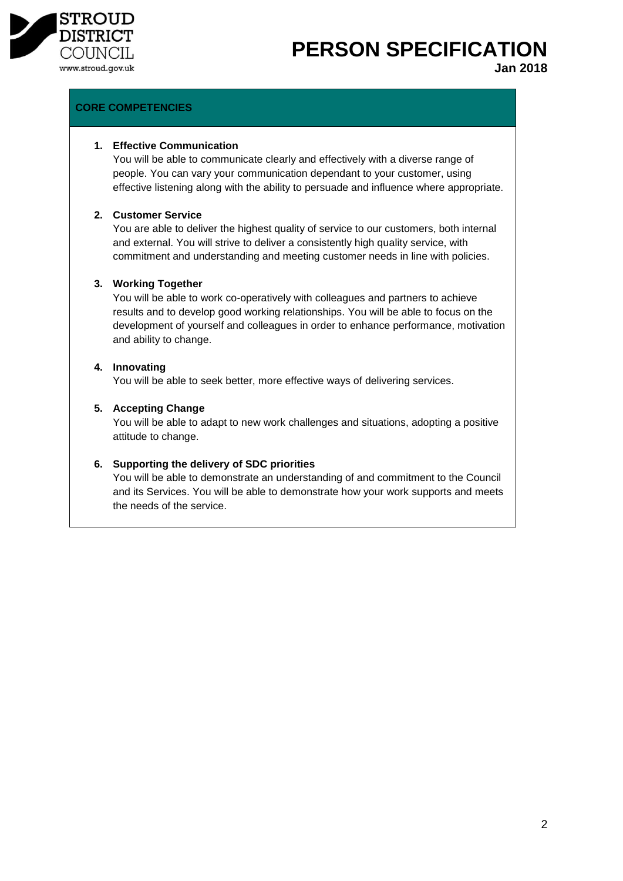# PERSON SPECIFICATION

**Jan 2018**

## CORE COMPETENCIES

1. **Effective Communication**
   You will be able to communicate clearly and effectively with a diverse range of people. You can vary your communication dependant to your customer, using effective listening along with the ability to persuade and influence where appropriate.

2. **Customer Service**
   You are able to deliver the highest quality of service to our customers, both internal and external. You will strive to deliver a consistently high quality service, with commitment and understanding and meeting customer needs in line with policies.

3. **Working Together**
   You will be able to work co-operatively with colleagues and partners to achieve results and to develop good working relationships. You will be able to focus on the development of yourself and colleagues in order to enhance performance, motivation and ability to change.

4. **Innovating**
   You will be able to seek better, more effective ways of delivering services.

5. **Accepting Change**
   You will be able to adapt to new work challenges and situations, adopting a positive attitude to change.

6. **Supporting the delivery of SDC priorities**
   You will be able to demonstrate an understanding of and commitment to the Council and its Services. You will be able to demonstrate how your work supports and meets the needs of the service.